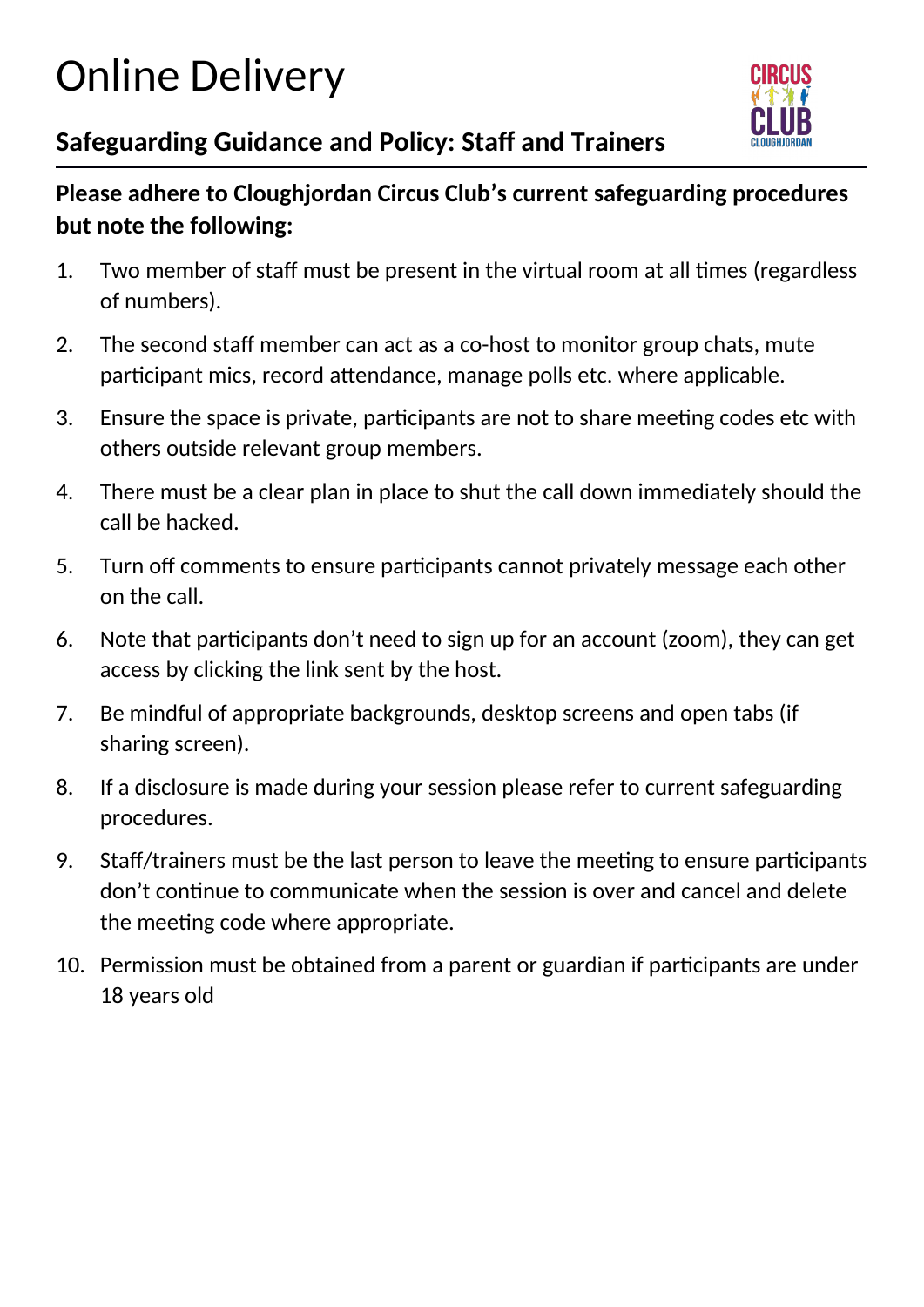# Online Delivery

## Safeguarding Guidance and Policy: Staff and Trainers

**Please adhere to Cloughjordan Circus Club's current safeguarding procedures but note the following:**

1. Two member of staff must be present in the virtual room at all times (regardless of numbers).
2. The second staff member can act as a co-host to monitor group chats, mute participant mics, record attendance, manage polls etc. where applicable.
3. Ensure the space is private, participants are not to share meeting codes etc with others outside relevant group members.
4. There must be a clear plan in place to shut the call down immediately should the call be hacked.
5. Turn off comments to ensure participants cannot privately message each other on the call.
6. Note that participants don't need to sign up for an account (zoom), they can get access by clicking the link sent by the host.
7. Be mindful of appropriate backgrounds, desktop screens and open tabs (if sharing screen).
8. If a disclosure is made during your session please refer to current safeguarding procedures.
9. Staff/trainers must be the last person to leave the meeting to ensure participants don't continue to communicate when the session is over and cancel and delete the meeting code where appropriate.
10. Permission must be obtained from a parent or guardian if participants are under 18 years old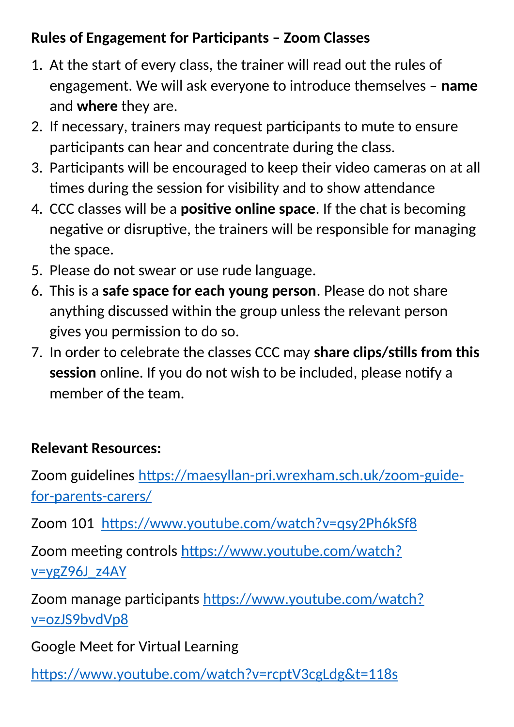**Rules of Engagement for Participants – Zoom Classes**

1. At the start of every class, the trainer will read out the rules of engagement. We will ask everyone to introduce themselves – **name** and **where** they are.
2. If necessary, trainers may request participants to mute to ensure participants can hear and concentrate during the class.
3. Participants will be encouraged to keep their video cameras on at all times during the session for visibility and to show attendance
4. CCC classes will be a **positive online space**. If the chat is becoming negative or disruptive, the trainers will be responsible for managing the space.
5. Please do not swear or use rude language.
6. This is a **safe space for each young person**. Please do not share anything discussed within the group unless the relevant person gives you permission to do so.
7. In order to celebrate the classes CCC may **share clips/stills from this session** online. If you do not wish to be included, please notify a member of the team.

**Relevant Resources:**

Zoom guidelines https://maesyllan-pri.wrexham.sch.uk/zoom-guide-for-parents-carers/

Zoom 101 https://www.youtube.com/watch?v=qsy2Ph6kSf8

Zoom meeting controls https://www.youtube.com/watch?v=ygZ96J_z4AY

Zoom manage participants https://www.youtube.com/watch?v=ozJS9bvdVp8

Google Meet for Virtual Learning

https://www.youtube.com/watch?v=rcptV3cgLdg&t=118s